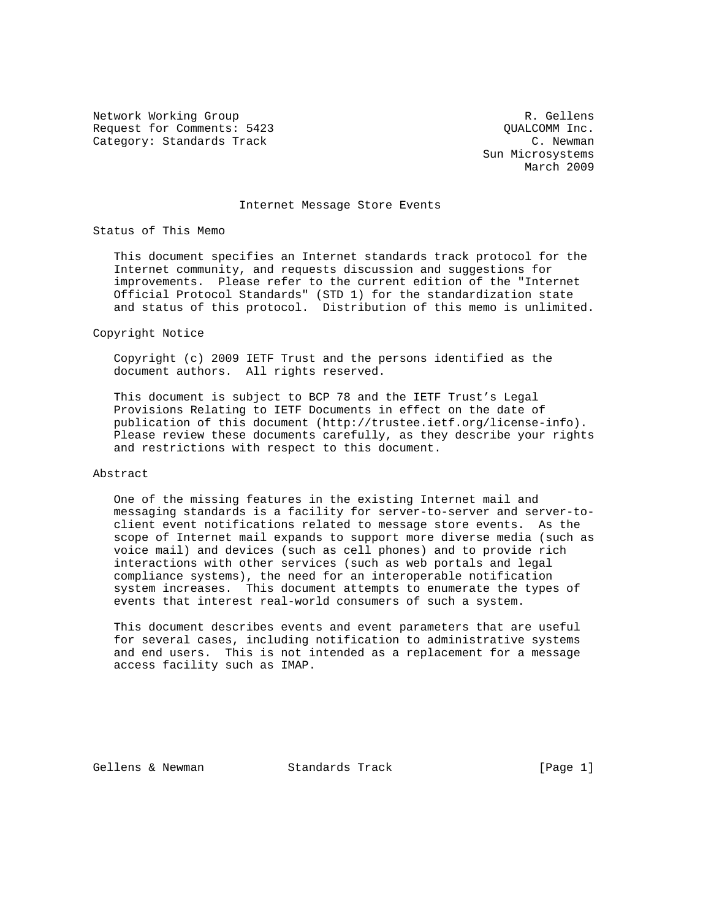Network Working Group R. Gellens
Request for Comments: 5423 QUALCOMM Inc.
Category: Standards Track C. Newman
Sun Microsystems
March 2009

# Internet Message Store Events

## Status of This Memo

This document specifies an Internet standards track protocol for the Internet community, and requests discussion and suggestions for improvements. Please refer to the current edition of the "Internet Official Protocol Standards" (STD 1) for the standardization state and status of this protocol. Distribution of this memo is unlimited.

## Copyright Notice

Copyright (c) 2009 IETF Trust and the persons identified as the document authors. All rights reserved.

This document is subject to BCP 78 and the IETF Trust's Legal Provisions Relating to IETF Documents in effect on the date of publication of this document (http://trustee.ietf.org/license-info). Please review these documents carefully, as they describe your rights and restrictions with respect to this document.

## Abstract

One of the missing features in the existing Internet mail and messaging standards is a facility for server-to-server and server-to-client event notifications related to message store events. As the scope of Internet mail expands to support more diverse media (such as voice mail) and devices (such as cell phones) and to provide rich interactions with other services (such as web portals and legal compliance systems), the need for an interoperable notification system increases. This document attempts to enumerate the types of events that interest real-world consumers of such a system.

This document describes events and event parameters that are useful for several cases, including notification to administrative systems and end users. This is not intended as a replacement for a message access facility such as IMAP.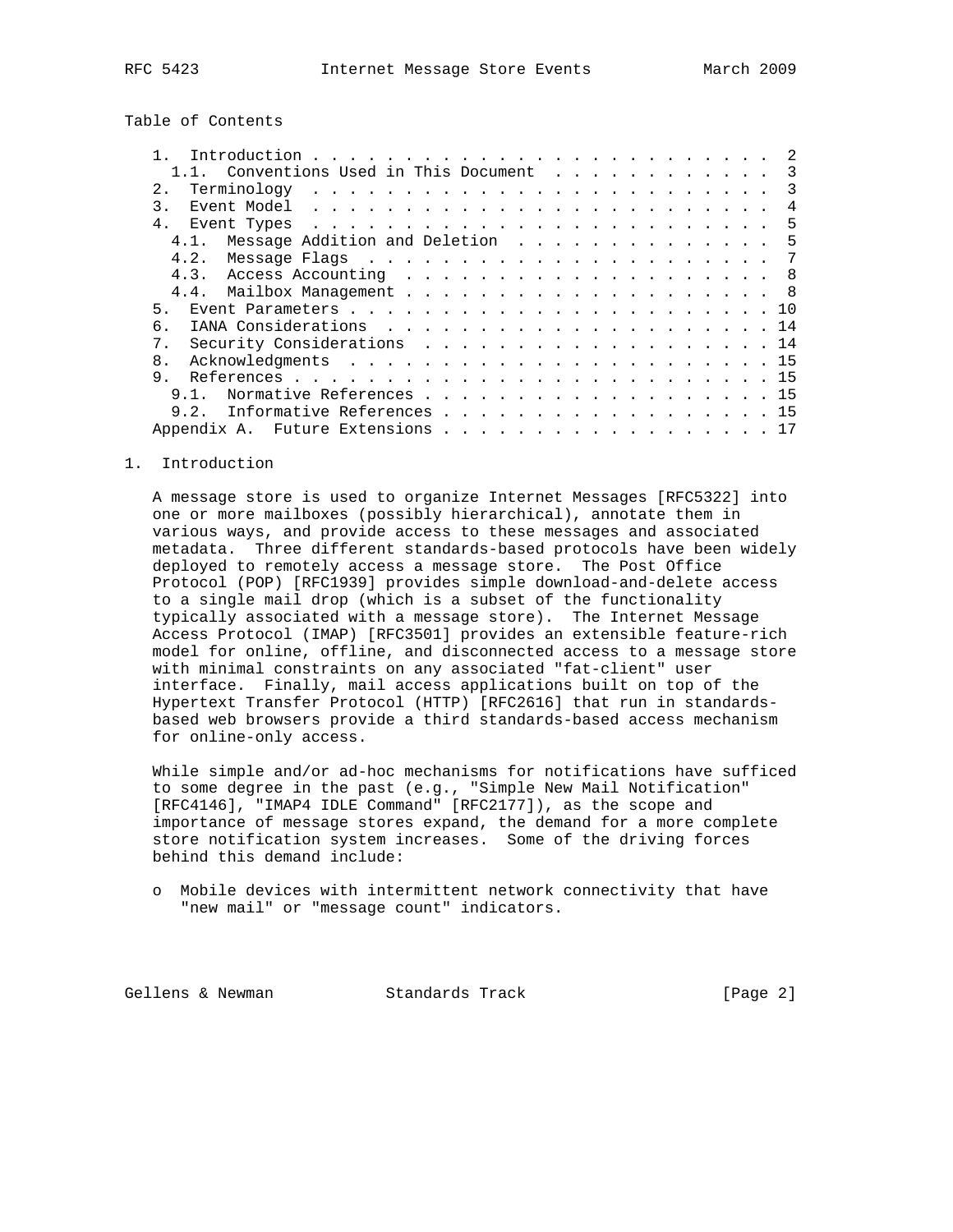Table of Contents

- 1. Introduction . . . . . . . . . . . . . . . . . . . . . . . . . 2
  - 1.1. Conventions Used in This Document . . . . . . . . . . . . 3
- 2. Terminology . . . . . . . . . . . . . . . . . . . . . . . . . 3
- 3. Event Model . . . . . . . . . . . . . . . . . . . . . . . . . 4
- 4. Event Types . . . . . . . . . . . . . . . . . . . . . . . . . 5
  - 4.1. Message Addition and Deletion . . . . . . . . . . . . . . 5
  - 4.2. Message Flags . . . . . . . . . . . . . . . . . . . . . . 7
  - 4.3. Access Accounting . . . . . . . . . . . . . . . . . . . . 8
  - 4.4. Mailbox Management . . . . . . . . . . . . . . . . . . . . 8
- 5. Event Parameters . . . . . . . . . . . . . . . . . . . . . . . 10
- 6. IANA Considerations . . . . . . . . . . . . . . . . . . . . . 14
- 7. Security Considerations . . . . . . . . . . . . . . . . . . . 14
- 8. Acknowledgments . . . . . . . . . . . . . . . . . . . . . . . 15
- 9. References . . . . . . . . . . . . . . . . . . . . . . . . . . 15
  - 9.1. Normative References . . . . . . . . . . . . . . . . . . . 15
  - 9.2. Informative References . . . . . . . . . . . . . . . . . . 15
- Appendix A. Future Extensions . . . . . . . . . . . . . . . . . . 17

# 1. Introduction

A message store is used to organize Internet Messages [RFC5322] into one or more mailboxes (possibly hierarchical), annotate them in various ways, and provide access to these messages and associated metadata. Three different standards-based protocols have been widely deployed to remotely access a message store. The Post Office Protocol (POP) [RFC1939] provides simple download-and-delete access to a single mail drop (which is a subset of the functionality typically associated with a message store). The Internet Message Access Protocol (IMAP) [RFC3501] provides an extensible feature-rich model for online, offline, and disconnected access to a message store with minimal constraints on any associated "fat-client" user interface. Finally, mail access applications built on top of the Hypertext Transfer Protocol (HTTP) [RFC2616] that run in standards-based web browsers provide a third standards-based access mechanism for online-only access.

While simple and/or ad-hoc mechanisms for notifications have sufficed to some degree in the past (e.g., "Simple New Mail Notification" [RFC4146], "IMAP4 IDLE Command" [RFC2177]), as the scope and importance of message stores expand, the demand for a more complete store notification system increases. Some of the driving forces behind this demand include:

- Mobile devices with intermittent network connectivity that have "new mail" or "message count" indicators.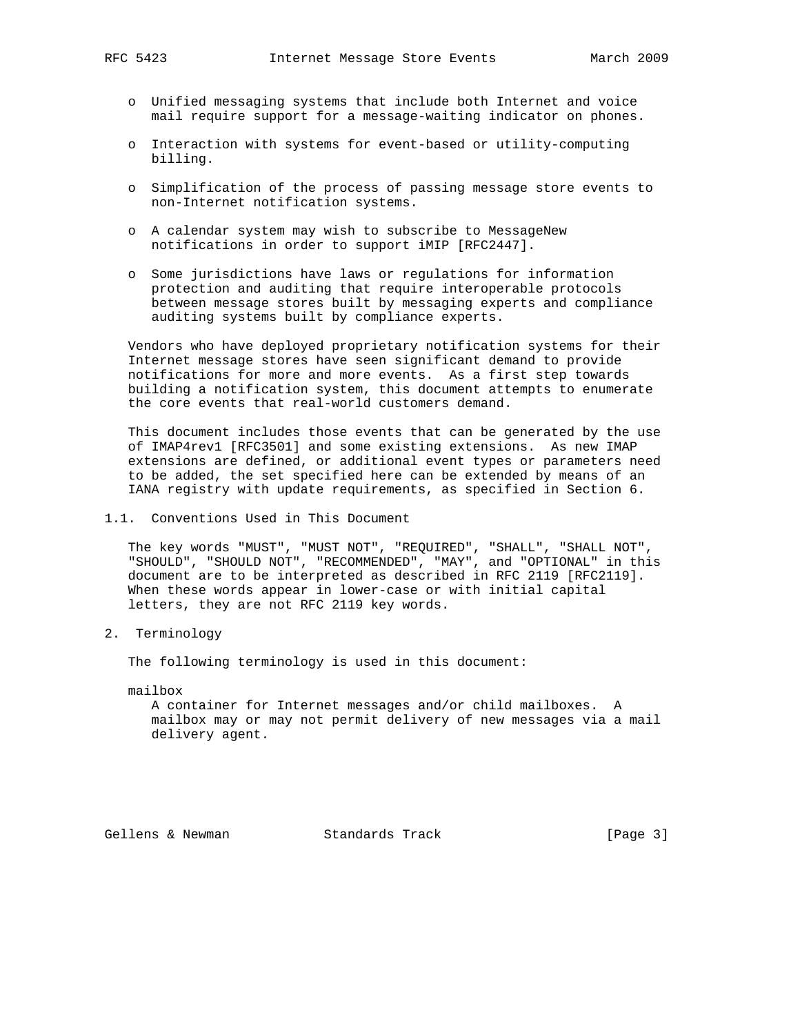- Unified messaging systems that include both Internet and voice mail require support for a message-waiting indicator on phones.

- Interaction with systems for event-based or utility-computing billing.

- Simplification of the process of passing message store events to non-Internet notification systems.

- A calendar system may wish to subscribe to MessageNew notifications in order to support iMIP [RFC2447].

- Some jurisdictions have laws or regulations for information protection and auditing that require interoperable protocols between message stores built by messaging experts and compliance auditing systems built by compliance experts.

Vendors who have deployed proprietary notification systems for their Internet message stores have seen significant demand to provide notifications for more and more events. As a first step towards building a notification system, this document attempts to enumerate the core events that real-world customers demand.

This document includes those events that can be generated by the use of IMAP4rev1 [RFC3501] and some existing extensions. As new IMAP extensions are defined, or additional event types or parameters need to be added, the set specified here can be extended by means of an IANA registry with update requirements, as specified in Section 6.

### 1.1. Conventions Used in This Document

The key words "MUST", "MUST NOT", "REQUIRED", "SHALL", "SHALL NOT", "SHOULD", "SHOULD NOT", "RECOMMENDED", "MAY", and "OPTIONAL" in this document are to be interpreted as described in RFC 2119 [RFC2119]. When these words appear in lower-case or with initial capital letters, they are not RFC 2119 key words.

## 2. Terminology

The following terminology is used in this document:

mailbox
   A container for Internet messages and/or child mailboxes. A mailbox may or may not permit delivery of new messages via a mail delivery agent.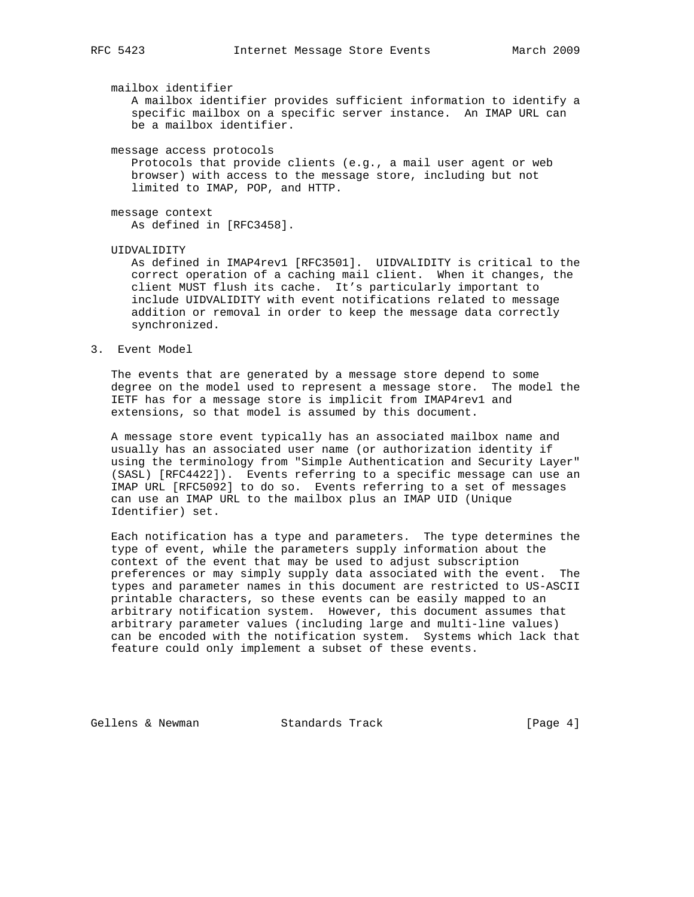mailbox identifier
: A mailbox identifier provides sufficient information to identify a specific mailbox on a specific server instance. An IMAP URL can be a mailbox identifier.

message access protocols
: Protocols that provide clients (e.g., a mail user agent or web browser) with access to the message store, including but not limited to IMAP, POP, and HTTP.

message context
: As defined in [RFC3458].

UIDVALIDITY
: As defined in IMAP4rev1 [RFC3501]. UIDVALIDITY is critical to the correct operation of a caching mail client. When it changes, the client MUST flush its cache. It's particularly important to include UIDVALIDITY with event notifications related to message addition or removal in order to keep the message data correctly synchronized.

## 3. Event Model

The events that are generated by a message store depend to some degree on the model used to represent a message store. The model the IETF has for a message store is implicit from IMAP4rev1 and extensions, so that model is assumed by this document.

A message store event typically has an associated mailbox name and usually has an associated user name (or authorization identity if using the terminology from "Simple Authentication and Security Layer" (SASL) [RFC4422]). Events referring to a specific message can use an IMAP URL [RFC5092] to do so. Events referring to a set of messages can use an IMAP URL to the mailbox plus an IMAP UID (Unique Identifier) set.

Each notification has a type and parameters. The type determines the type of event, while the parameters supply information about the context of the event that may be used to adjust subscription preferences or may simply supply data associated with the event. The types and parameter names in this document are restricted to US-ASCII printable characters, so these events can be easily mapped to an arbitrary notification system. However, this document assumes that arbitrary parameter values (including large and multi-line values) can be encoded with the notification system. Systems which lack that feature could only implement a subset of these events.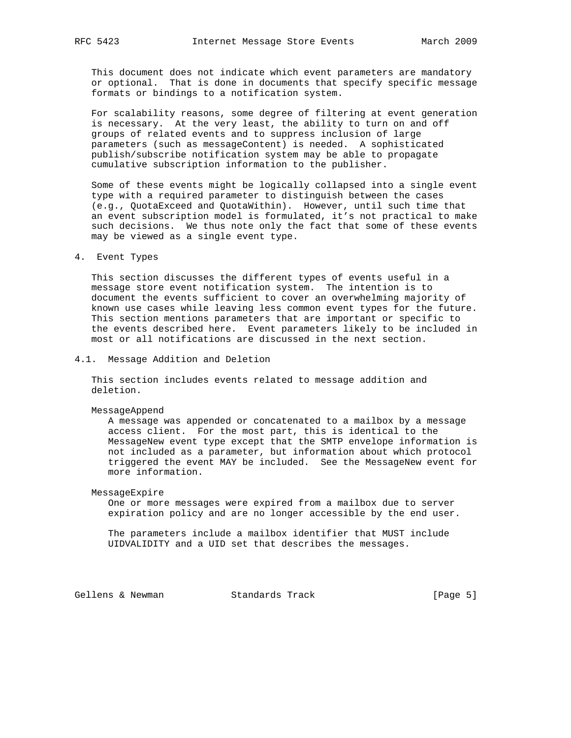This document does not indicate which event parameters are mandatory or optional. That is done in documents that specify specific message formats or bindings to a notification system.

For scalability reasons, some degree of filtering at event generation is necessary. At the very least, the ability to turn on and off groups of related events and to suppress inclusion of large parameters (such as messageContent) is needed. A sophisticated publish/subscribe notification system may be able to propagate cumulative subscription information to the publisher.

Some of these events might be logically collapsed into a single event type with a required parameter to distinguish between the cases (e.g., QuotaExceed and QuotaWithin). However, until such time that an event subscription model is formulated, it's not practical to make such decisions. We thus note only the fact that some of these events may be viewed as a single event type.

## 4. Event Types

This section discusses the different types of events useful in a message store event notification system. The intention is to document the events sufficient to cover an overwhelming majority of known use cases while leaving less common event types for the future. This section mentions parameters that are important or specific to the events described here. Event parameters likely to be included in most or all notifications are discussed in the next section.

### 4.1. Message Addition and Deletion

This section includes events related to message addition and deletion.

MessageAppend

A message was appended or concatenated to a mailbox by a message access client. For the most part, this is identical to the MessageNew event type except that the SMTP envelope information is not included as a parameter, but information about which protocol triggered the event MAY be included. See the MessageNew event for more information.

MessageExpire

One or more messages were expired from a mailbox due to server expiration policy and are no longer accessible by the end user.

The parameters include a mailbox identifier that MUST include UIDVALIDITY and a UID set that describes the messages.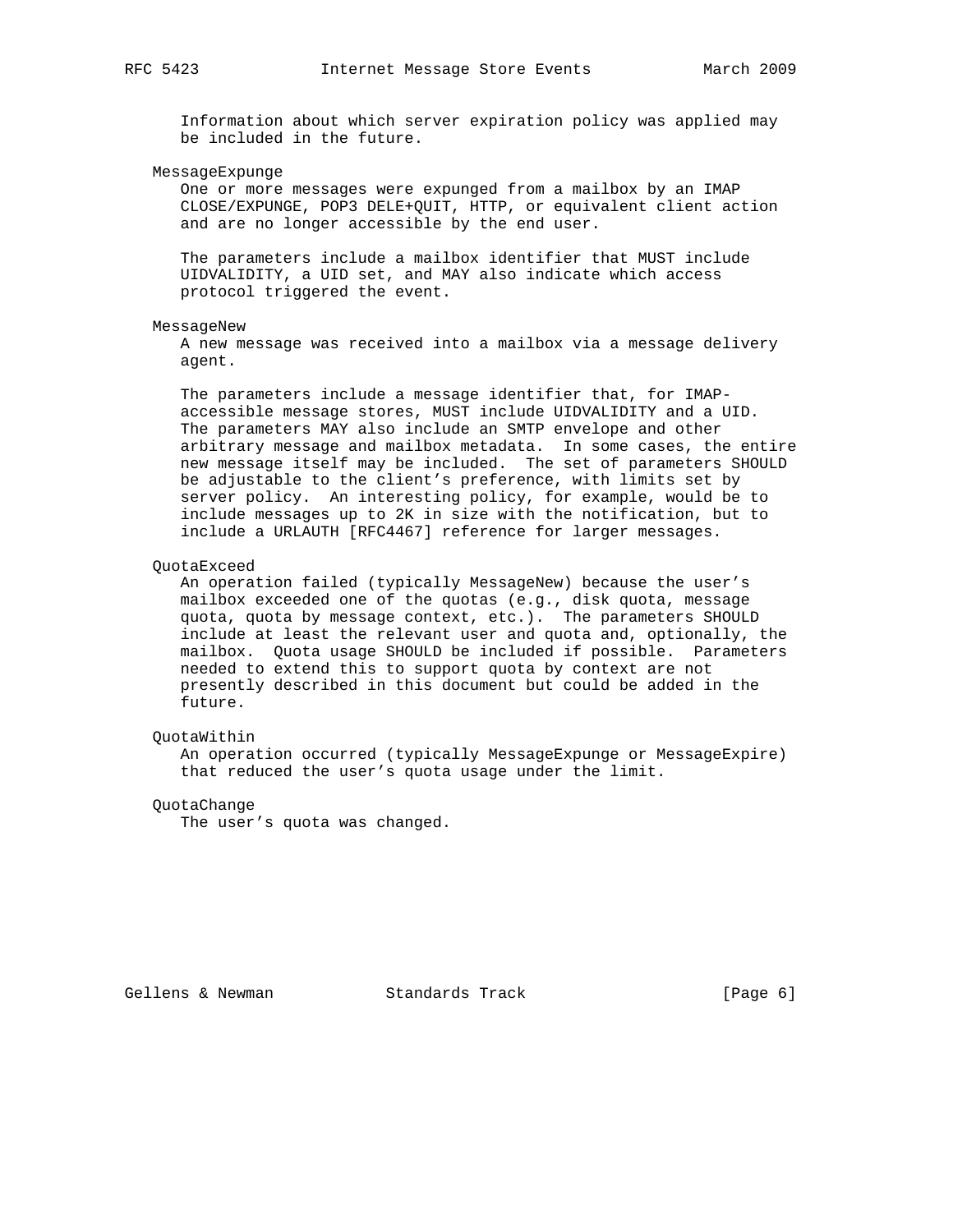Information about which server expiration policy was applied may be included in the future.

MessageExpunge
One or more messages were expunged from a mailbox by an IMAP CLOSE/EXPUNGE, POP3 DELE+QUIT, HTTP, or equivalent client action and are no longer accessible by the end user.

The parameters include a mailbox identifier that MUST include UIDVALIDITY, a UID set, and MAY also indicate which access protocol triggered the event.

MessageNew
A new message was received into a mailbox via a message delivery agent.

The parameters include a message identifier that, for IMAP-accessible message stores, MUST include UIDVALIDITY and a UID. The parameters MAY also include an SMTP envelope and other arbitrary message and mailbox metadata. In some cases, the entire new message itself may be included. The set of parameters SHOULD be adjustable to the client's preference, with limits set by server policy. An interesting policy, for example, would be to include messages up to 2K in size with the notification, but to include a URLAUTH [RFC4467] reference for larger messages.

QuotaExceed
An operation failed (typically MessageNew) because the user's mailbox exceeded one of the quotas (e.g., disk quota, message quota, quota by message context, etc.). The parameters SHOULD include at least the relevant user and quota and, optionally, the mailbox. Quota usage SHOULD be included if possible. Parameters needed to extend this to support quota by context are not presently described in this document but could be added in the future.

QuotaWithin
An operation occurred (typically MessageExpunge or MessageExpire) that reduced the user's quota usage under the limit.

QuotaChange
The user's quota was changed.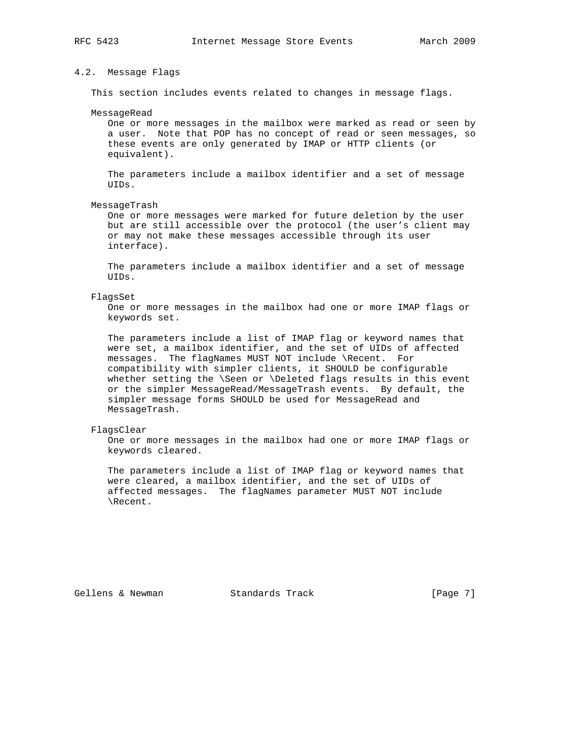### 4.2. Message Flags

This section includes events related to changes in message flags.

**MessageRead**

One or more messages in the mailbox were marked as read or seen by a user. Note that POP has no concept of read or seen messages, so these events are only generated by IMAP or HTTP clients (or equivalent).

The parameters include a mailbox identifier and a set of message UIDs.

**MessageTrash**

One or more messages were marked for future deletion by the user but are still accessible over the protocol (the user's client may or may not make these messages accessible through its user interface).

The parameters include a mailbox identifier and a set of message UIDs.

**FlagsSet**

One or more messages in the mailbox had one or more IMAP flags or keywords set.

The parameters include a list of IMAP flag or keyword names that were set, a mailbox identifier, and the set of UIDs of affected messages. The flagNames MUST NOT include \Recent. For compatibility with simpler clients, it SHOULD be configurable whether setting the \Seen or \Deleted flags results in this event or the simpler MessageRead/MessageTrash events. By default, the simpler message forms SHOULD be used for MessageRead and MessageTrash.

**FlagsClear**

One or more messages in the mailbox had one or more IMAP flags or keywords cleared.

The parameters include a list of IMAP flag or keyword names that were cleared, a mailbox identifier, and the set of UIDs of affected messages. The flagNames parameter MUST NOT include \Recent.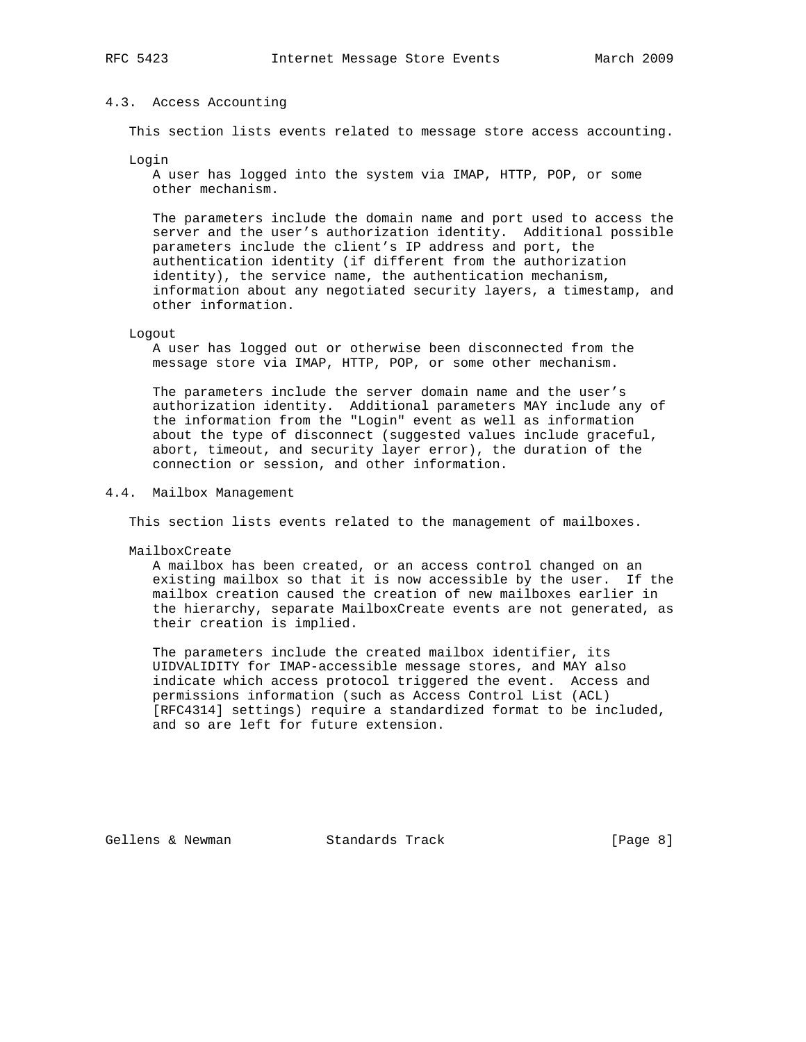## 4.3. Access Accounting

This section lists events related to message store access accounting.

**Login**

A user has logged into the system via IMAP, HTTP, POP, or some other mechanism.

The parameters include the domain name and port used to access the server and the user's authorization identity. Additional possible parameters include the client's IP address and port, the authentication identity (if different from the authorization identity), the service name, the authentication mechanism, information about any negotiated security layers, a timestamp, and other information.

**Logout**

A user has logged out or otherwise been disconnected from the message store via IMAP, HTTP, POP, or some other mechanism.

The parameters include the server domain name and the user's authorization identity. Additional parameters MAY include any of the information from the "Login" event as well as information about the type of disconnect (suggested values include graceful, abort, timeout, and security layer error), the duration of the connection or session, and other information.

## 4.4. Mailbox Management

This section lists events related to the management of mailboxes.

**MailboxCreate**

A mailbox has been created, or an access control changed on an existing mailbox so that it is now accessible by the user. If the mailbox creation caused the creation of new mailboxes earlier in the hierarchy, separate MailboxCreate events are not generated, as their creation is implied.

The parameters include the created mailbox identifier, its UIDVALIDITY for IMAP-accessible message stores, and MAY also indicate which access protocol triggered the event. Access and permissions information (such as Access Control List (ACL) [RFC4314] settings) require a standardized format to be included, and so are left for future extension.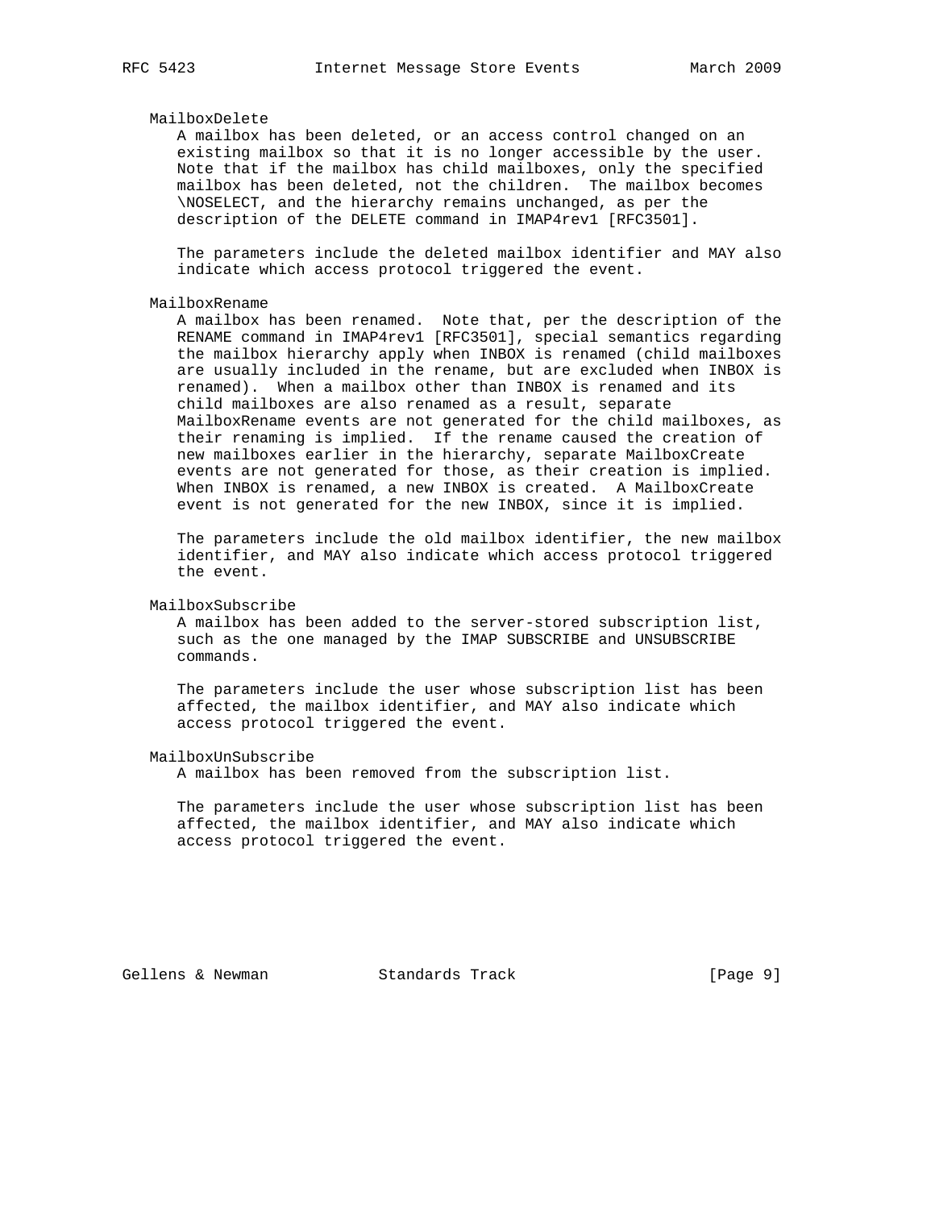MailboxDelete

A mailbox has been deleted, or an access control changed on an existing mailbox so that it is no longer accessible by the user. Note that if the mailbox has child mailboxes, only the specified mailbox has been deleted, not the children. The mailbox becomes \NOSELECT, and the hierarchy remains unchanged, as per the description of the DELETE command in IMAP4rev1 [RFC3501].

The parameters include the deleted mailbox identifier and MAY also indicate which access protocol triggered the event.

MailboxRename

A mailbox has been renamed. Note that, per the description of the RENAME command in IMAP4rev1 [RFC3501], special semantics regarding the mailbox hierarchy apply when INBOX is renamed (child mailboxes are usually included in the rename, but are excluded when INBOX is renamed). When a mailbox other than INBOX is renamed and its child mailboxes are also renamed as a result, separate MailboxRename events are not generated for the child mailboxes, as their renaming is implied. If the rename caused the creation of new mailboxes earlier in the hierarchy, separate MailboxCreate events are not generated for those, as their creation is implied. When INBOX is renamed, a new INBOX is created. A MailboxCreate event is not generated for the new INBOX, since it is implied.

The parameters include the old mailbox identifier, the new mailbox identifier, and MAY also indicate which access protocol triggered the event.

MailboxSubscribe

A mailbox has been added to the server-stored subscription list, such as the one managed by the IMAP SUBSCRIBE and UNSUBSCRIBE commands.

The parameters include the user whose subscription list has been affected, the mailbox identifier, and MAY also indicate which access protocol triggered the event.

MailboxUnSubscribe

A mailbox has been removed from the subscription list.

The parameters include the user whose subscription list has been affected, the mailbox identifier, and MAY also indicate which access protocol triggered the event.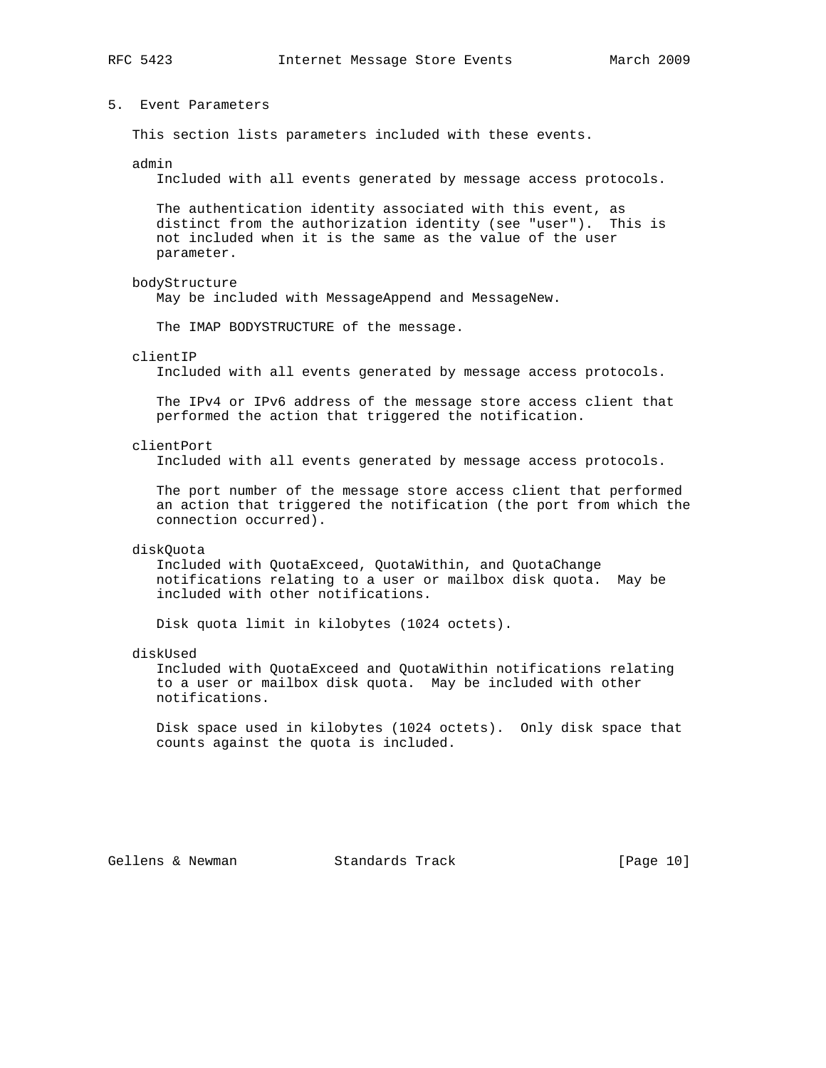## 5. Event Parameters

This section lists parameters included with these events.

admin

Included with all events generated by message access protocols.

The authentication identity associated with this event, as distinct from the authorization identity (see "user"). This is not included when it is the same as the value of the user parameter.

bodyStructure

May be included with MessageAppend and MessageNew.

The IMAP BODYSTRUCTURE of the message.

clientIP

Included with all events generated by message access protocols.

The IPv4 or IPv6 address of the message store access client that performed the action that triggered the notification.

clientPort

Included with all events generated by message access protocols.

The port number of the message store access client that performed an action that triggered the notification (the port from which the connection occurred).

diskQuota

Included with QuotaExceed, QuotaWithin, and QuotaChange notifications relating to a user or mailbox disk quota. May be included with other notifications.

Disk quota limit in kilobytes (1024 octets).

diskUsed

Included with QuotaExceed and QuotaWithin notifications relating to a user or mailbox disk quota. May be included with other notifications.

Disk space used in kilobytes (1024 octets). Only disk space that counts against the quota is included.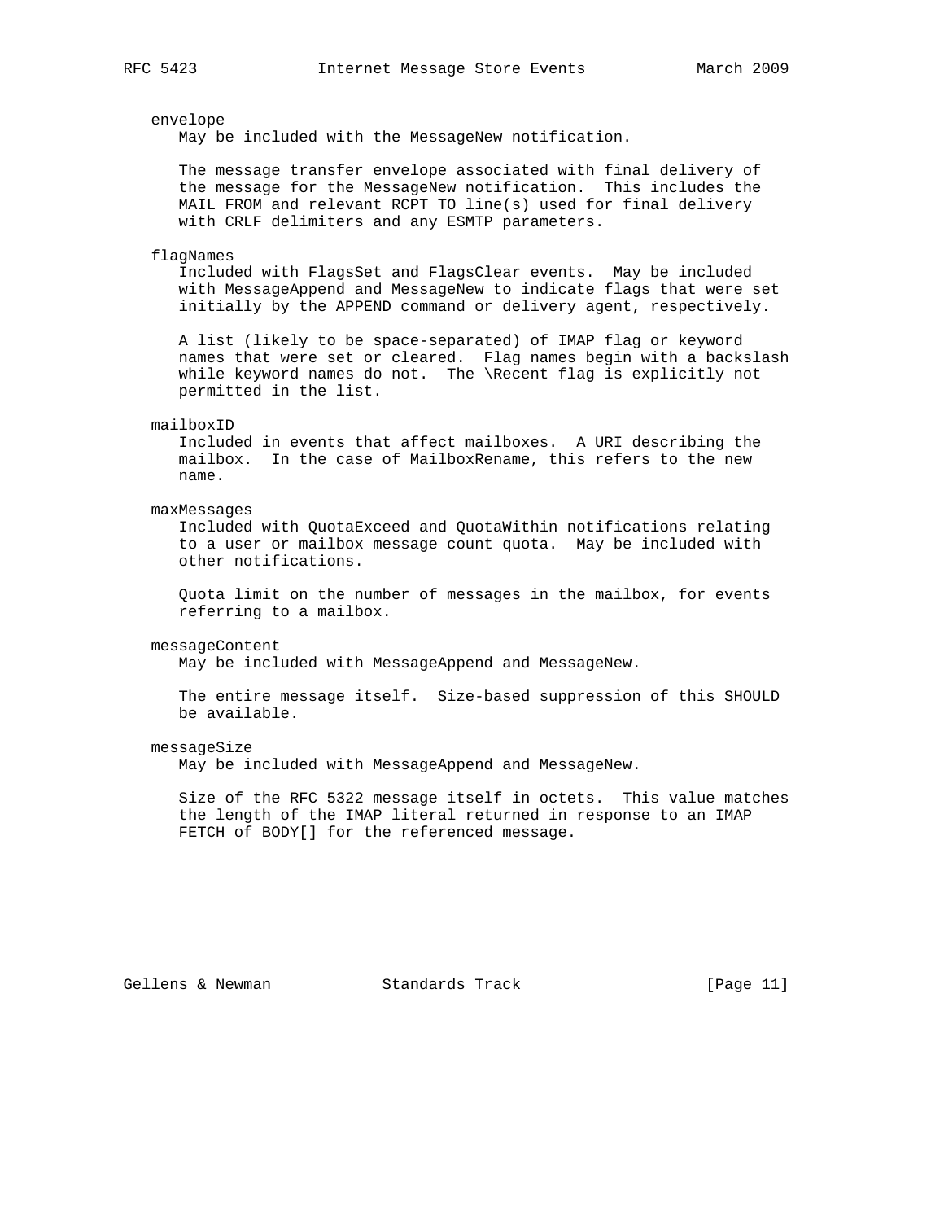envelope

May be included with the MessageNew notification.

The message transfer envelope associated with final delivery of the message for the MessageNew notification. This includes the MAIL FROM and relevant RCPT TO line(s) used for final delivery with CRLF delimiters and any ESMTP parameters.

flagNames

Included with FlagsSet and FlagsClear events. May be included with MessageAppend and MessageNew to indicate flags that were set initially by the APPEND command or delivery agent, respectively.

A list (likely to be space-separated) of IMAP flag or keyword names that were set or cleared. Flag names begin with a backslash while keyword names do not. The \Recent flag is explicitly not permitted in the list.

mailboxID

Included in events that affect mailboxes. A URI describing the mailbox. In the case of MailboxRename, this refers to the new name.

maxMessages

Included with QuotaExceed and QuotaWithin notifications relating to a user or mailbox message count quota. May be included with other notifications.

Quota limit on the number of messages in the mailbox, for events referring to a mailbox.

messageContent

May be included with MessageAppend and MessageNew.

The entire message itself. Size-based suppression of this SHOULD be available.

messageSize

May be included with MessageAppend and MessageNew.

Size of the RFC 5322 message itself in octets. This value matches the length of the IMAP literal returned in response to an IMAP FETCH of BODY[] for the referenced message.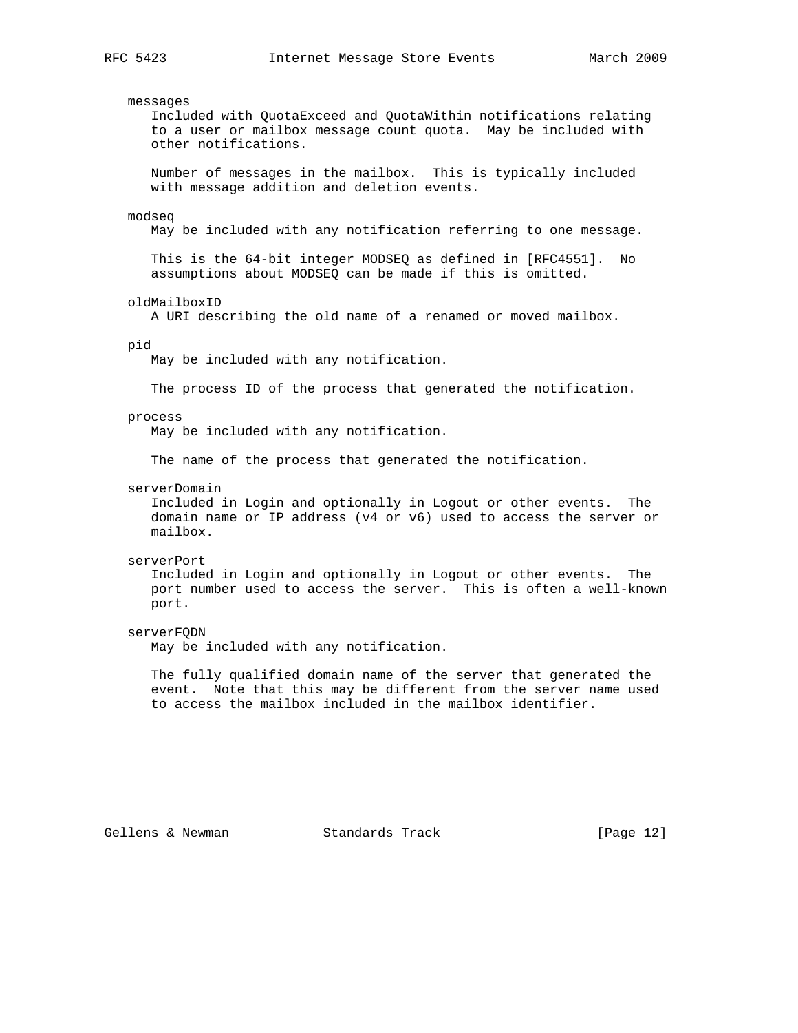messages
: Included with QuotaExceed and QuotaWithin notifications relating to a user or mailbox message count quota. May be included with other notifications.

  Number of messages in the mailbox. This is typically included with message addition and deletion events.

modseq
: May be included with any notification referring to one message.

  This is the 64-bit integer MODSEQ as defined in [RFC4551]. No assumptions about MODSEQ can be made if this is omitted.

oldMailboxID
: A URI describing the old name of a renamed or moved mailbox.

pid
: May be included with any notification.

  The process ID of the process that generated the notification.

process
: May be included with any notification.

  The name of the process that generated the notification.

serverDomain
: Included in Login and optionally in Logout or other events. The domain name or IP address (v4 or v6) used to access the server or mailbox.

serverPort
: Included in Login and optionally in Logout or other events. The port number used to access the server. This is often a well-known port.

serverFQDN
: May be included with any notification.

  The fully qualified domain name of the server that generated the event. Note that this may be different from the server name used to access the mailbox included in the mailbox identifier.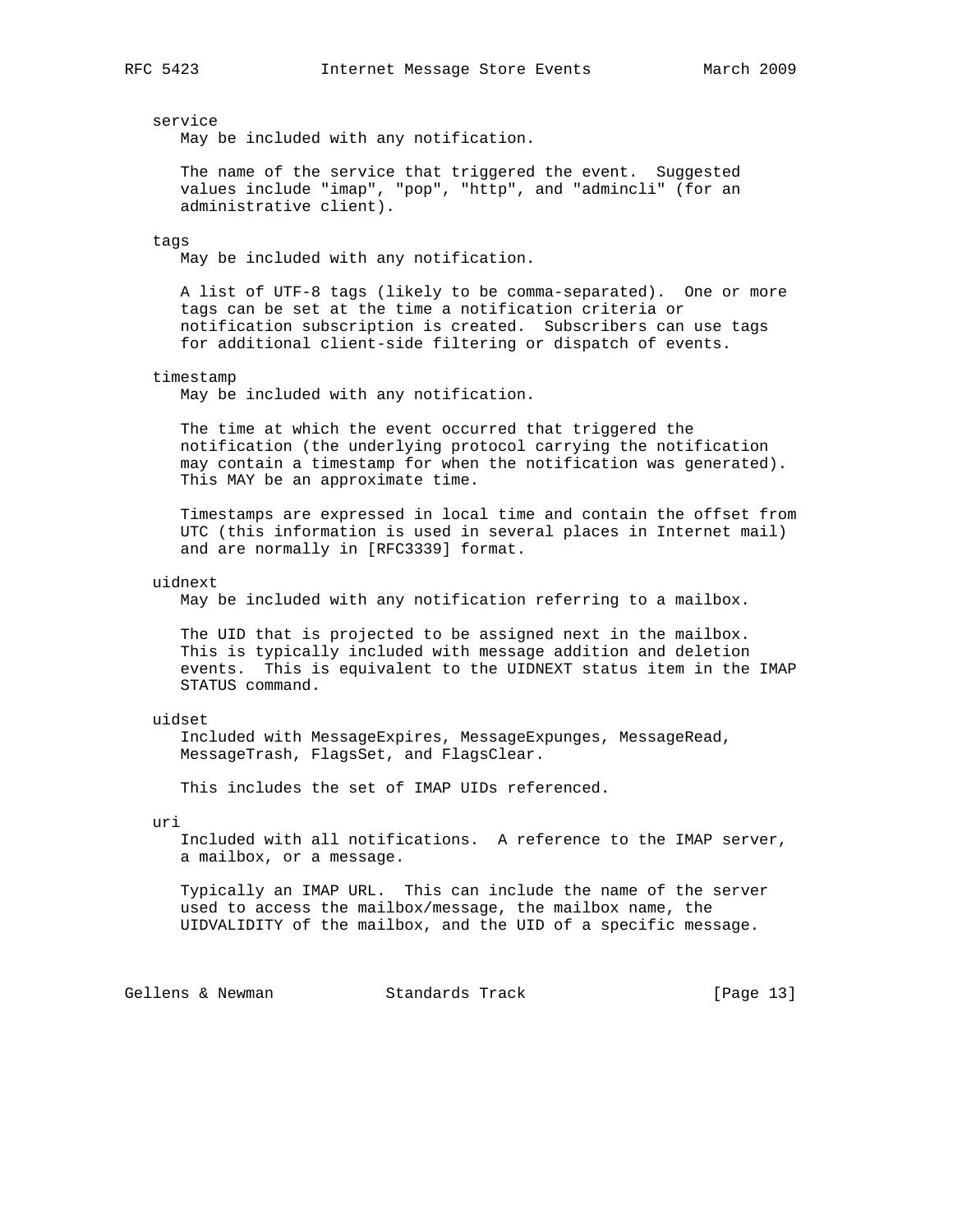service
May be included with any notification.

The name of the service that triggered the event. Suggested values include "imap", "pop", "http", and "admincli" (for an administrative client).

tags
May be included with any notification.

A list of UTF-8 tags (likely to be comma-separated). One or more tags can be set at the time a notification criteria or notification subscription is created. Subscribers can use tags for additional client-side filtering or dispatch of events.

timestamp
May be included with any notification.

The time at which the event occurred that triggered the notification (the underlying protocol carrying the notification may contain a timestamp for when the notification was generated). This MAY be an approximate time.

Timestamps are expressed in local time and contain the offset from UTC (this information is used in several places in Internet mail) and are normally in [RFC3339] format.

uidnext
May be included with any notification referring to a mailbox.

The UID that is projected to be assigned next in the mailbox. This is typically included with message addition and deletion events. This is equivalent to the UIDNEXT status item in the IMAP STATUS command.

uidset
Included with MessageExpires, MessageExpunges, MessageRead, MessageTrash, FlagsSet, and FlagsClear.

This includes the set of IMAP UIDs referenced.

uri
Included with all notifications. A reference to the IMAP server, a mailbox, or a message.

Typically an IMAP URL. This can include the name of the server used to access the mailbox/message, the mailbox name, the UIDVALIDITY of the mailbox, and the UID of a specific message.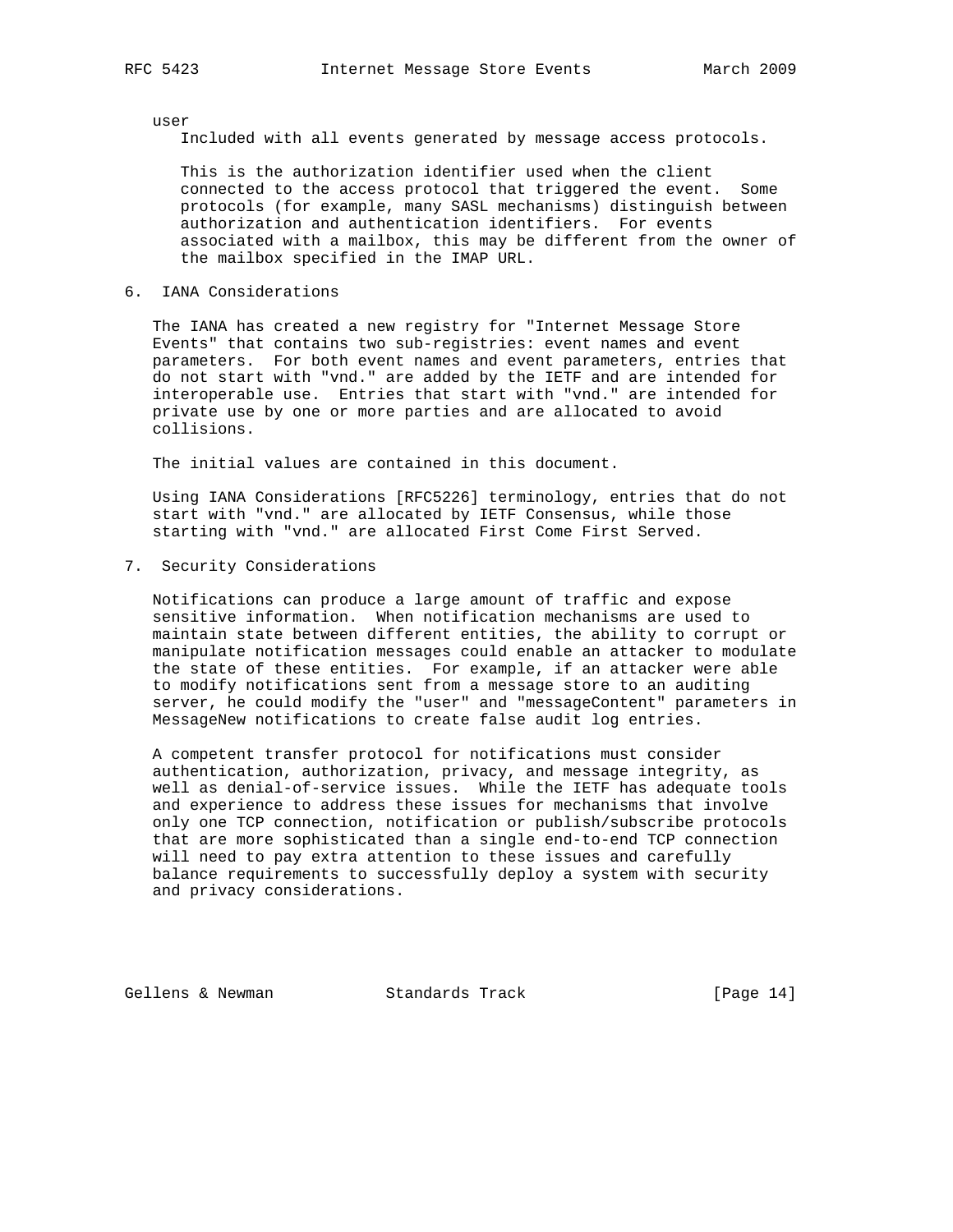user

Included with all events generated by message access protocols.

This is the authorization identifier used when the client connected to the access protocol that triggered the event. Some protocols (for example, many SASL mechanisms) distinguish between authorization and authentication identifiers. For events associated with a mailbox, this may be different from the owner of the mailbox specified in the IMAP URL.

## 6. IANA Considerations

The IANA has created a new registry for "Internet Message Store Events" that contains two sub-registries: event names and event parameters. For both event names and event parameters, entries that do not start with "vnd." are added by the IETF and are intended for interoperable use. Entries that start with "vnd." are intended for private use by one or more parties and are allocated to avoid collisions.

The initial values are contained in this document.

Using IANA Considerations [RFC5226] terminology, entries that do not start with "vnd." are allocated by IETF Consensus, while those starting with "vnd." are allocated First Come First Served.

## 7. Security Considerations

Notifications can produce a large amount of traffic and expose sensitive information. When notification mechanisms are used to maintain state between different entities, the ability to corrupt or manipulate notification messages could enable an attacker to modulate the state of these entities. For example, if an attacker were able to modify notifications sent from a message store to an auditing server, he could modify the "user" and "messageContent" parameters in MessageNew notifications to create false audit log entries.

A competent transfer protocol for notifications must consider authentication, authorization, privacy, and message integrity, as well as denial-of-service issues. While the IETF has adequate tools and experience to address these issues for mechanisms that involve only one TCP connection, notification or publish/subscribe protocols that are more sophisticated than a single end-to-end TCP connection will need to pay extra attention to these issues and carefully balance requirements to successfully deploy a system with security and privacy considerations.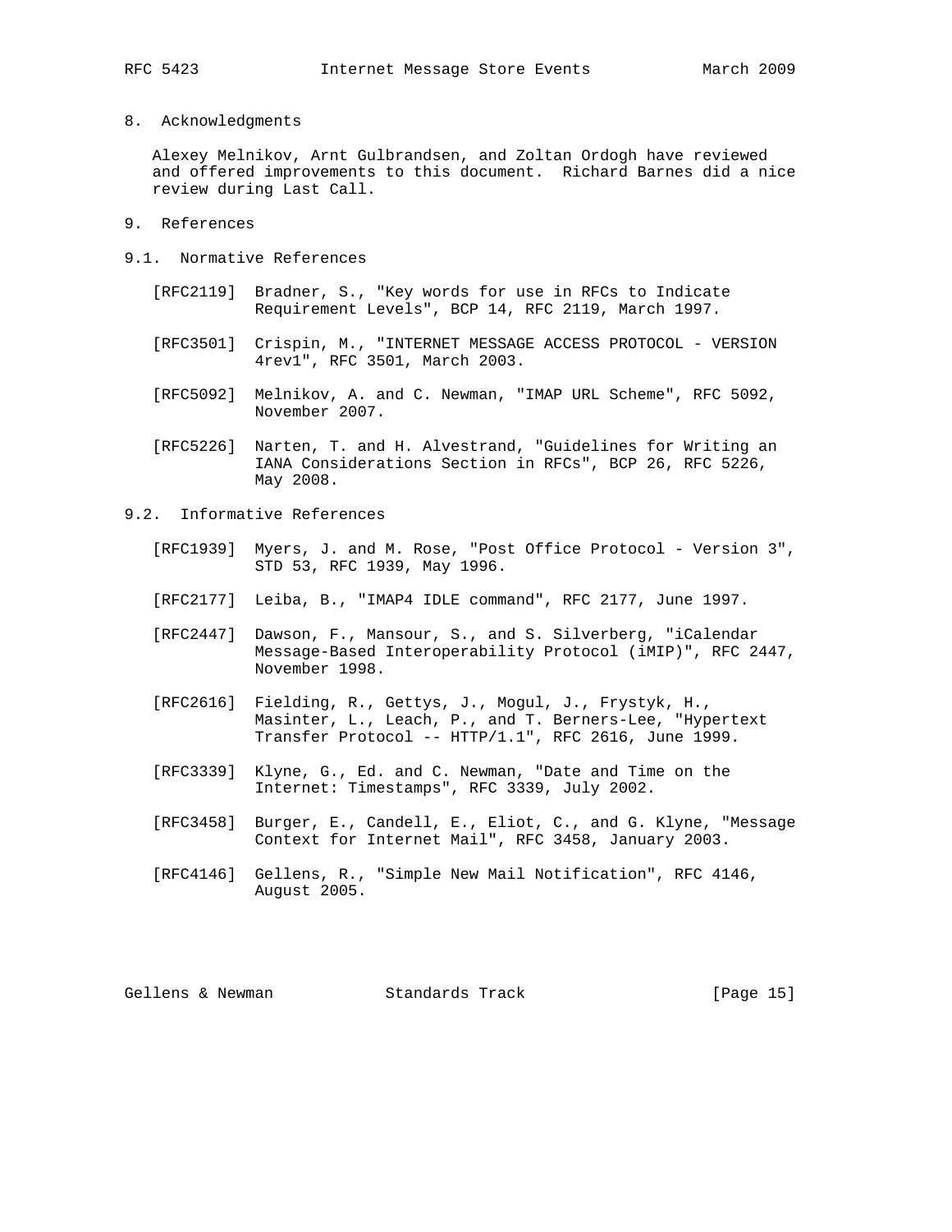## 8. Acknowledgments

Alexey Melnikov, Arnt Gulbrandsen, and Zoltan Ordogh have reviewed and offered improvements to this document. Richard Barnes did a nice review during Last Call.

## 9. References

### 9.1. Normative References

[RFC2119] Bradner, S., "Key words for use in RFCs to Indicate Requirement Levels", BCP 14, RFC 2119, March 1997.

[RFC3501] Crispin, M., "INTERNET MESSAGE ACCESS PROTOCOL - VERSION 4rev1", RFC 3501, March 2003.

[RFC5092] Melnikov, A. and C. Newman, "IMAP URL Scheme", RFC 5092, November 2007.

[RFC5226] Narten, T. and H. Alvestrand, "Guidelines for Writing an IANA Considerations Section in RFCs", BCP 26, RFC 5226, May 2008.

### 9.2. Informative References

[RFC1939] Myers, J. and M. Rose, "Post Office Protocol - Version 3", STD 53, RFC 1939, May 1996.

[RFC2177] Leiba, B., "IMAP4 IDLE command", RFC 2177, June 1997.

[RFC2447] Dawson, F., Mansour, S., and S. Silverberg, "iCalendar Message-Based Interoperability Protocol (iMIP)", RFC 2447, November 1998.

[RFC2616] Fielding, R., Gettys, J., Mogul, J., Frystyk, H., Masinter, L., Leach, P., and T. Berners-Lee, "Hypertext Transfer Protocol -- HTTP/1.1", RFC 2616, June 1999.

[RFC3339] Klyne, G., Ed. and C. Newman, "Date and Time on the Internet: Timestamps", RFC 3339, July 2002.

[RFC3458] Burger, E., Candell, E., Eliot, C., and G. Klyne, "Message Context for Internet Mail", RFC 3458, January 2003.

[RFC4146] Gellens, R., "Simple New Mail Notification", RFC 4146, August 2005.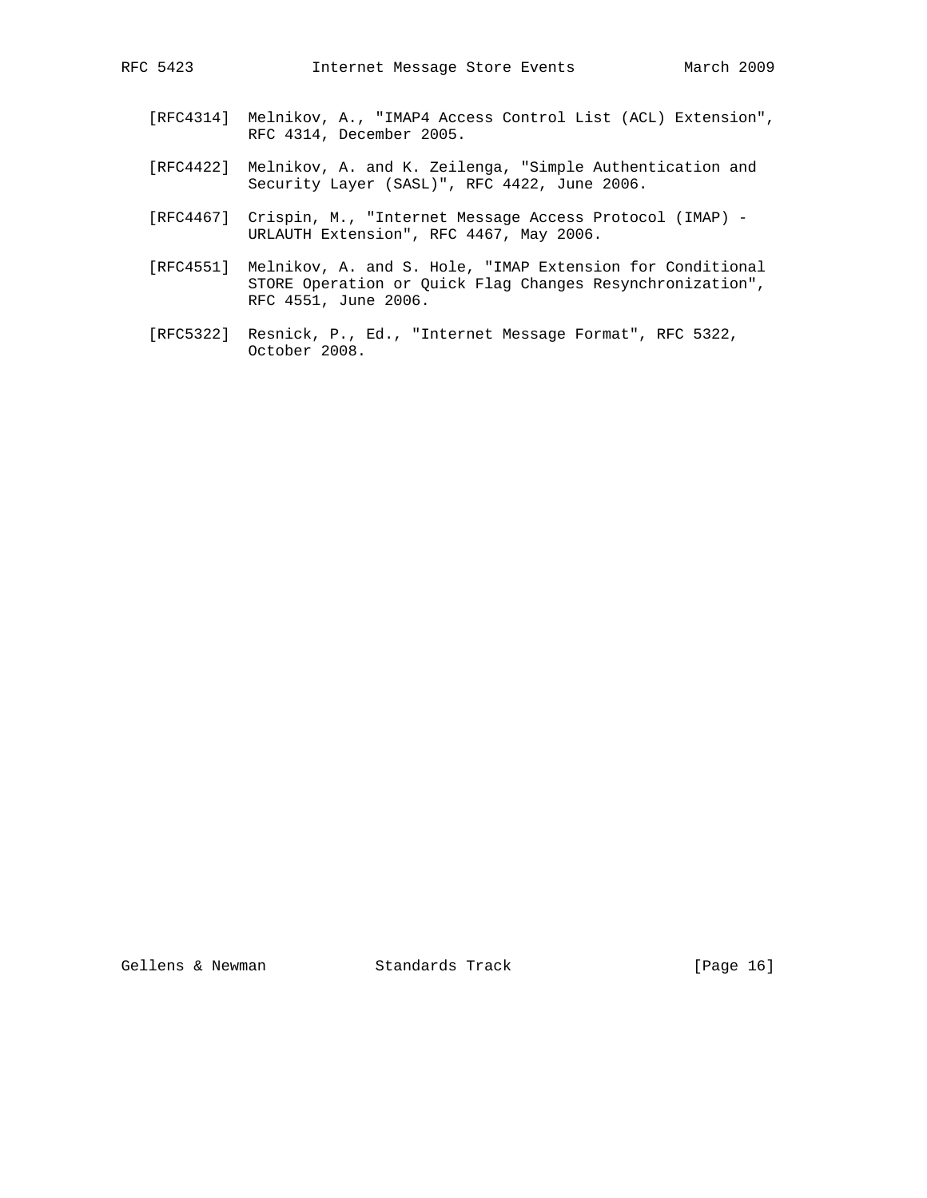[RFC4314] Melnikov, A., "IMAP4 Access Control List (ACL) Extension", RFC 4314, December 2005.

[RFC4422] Melnikov, A. and K. Zeilenga, "Simple Authentication and Security Layer (SASL)", RFC 4422, June 2006.

[RFC4467] Crispin, M., "Internet Message Access Protocol (IMAP) - URLAUTH Extension", RFC 4467, May 2006.

[RFC4551] Melnikov, A. and S. Hole, "IMAP Extension for Conditional STORE Operation or Quick Flag Changes Resynchronization", RFC 4551, June 2006.

[RFC5322] Resnick, P., Ed., "Internet Message Format", RFC 5322, October 2008.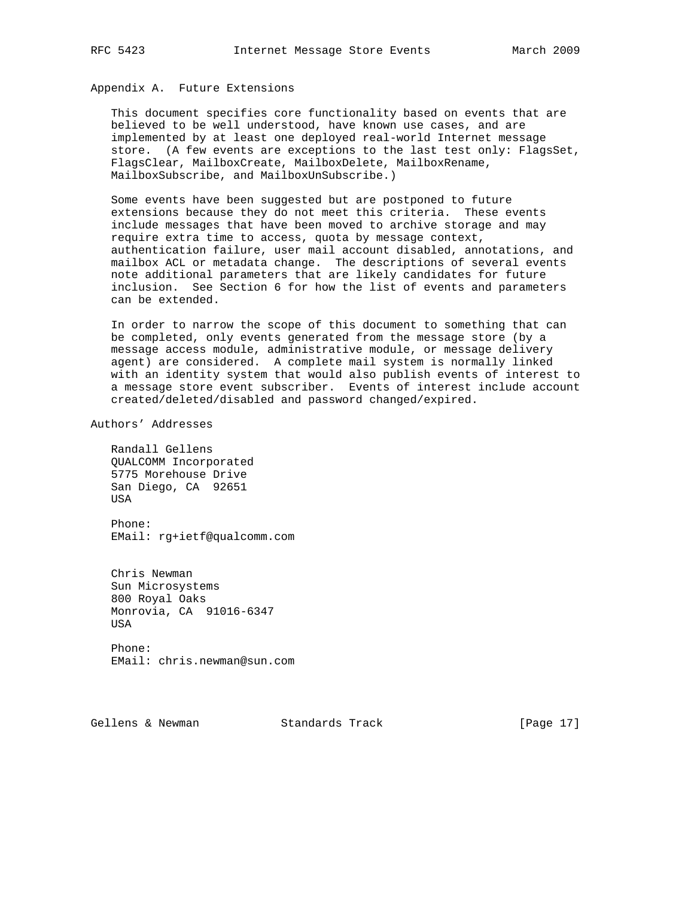## Appendix A. Future Extensions

This document specifies core functionality based on events that are believed to be well understood, have known use cases, and are implemented by at least one deployed real-world Internet message store. (A few events are exceptions to the last test only: FlagsSet, FlagsClear, MailboxCreate, MailboxDelete, MailboxRename, MailboxSubscribe, and MailboxUnSubscribe.)

Some events have been suggested but are postponed to future extensions because they do not meet this criteria. These events include messages that have been moved to archive storage and may require extra time to access, quota by message context, authentication failure, user mail account disabled, annotations, and mailbox ACL or metadata change. The descriptions of several events note additional parameters that are likely candidates for future inclusion. See Section 6 for how the list of events and parameters can be extended.

In order to narrow the scope of this document to something that can be completed, only events generated from the message store (by a message access module, administrative module, or message delivery agent) are considered. A complete mail system is normally linked with an identity system that would also publish events of interest to a message store event subscriber. Events of interest include account created/deleted/disabled and password changed/expired.

## Authors' Addresses

Randall Gellens
QUALCOMM Incorporated
5775 Morehouse Drive
San Diego, CA 92651
USA

Phone:
EMail: rg+ietf@qualcomm.com

Chris Newman
Sun Microsystems
800 Royal Oaks
Monrovia, CA 91016-6347
USA

Phone:
EMail: chris.newman@sun.com